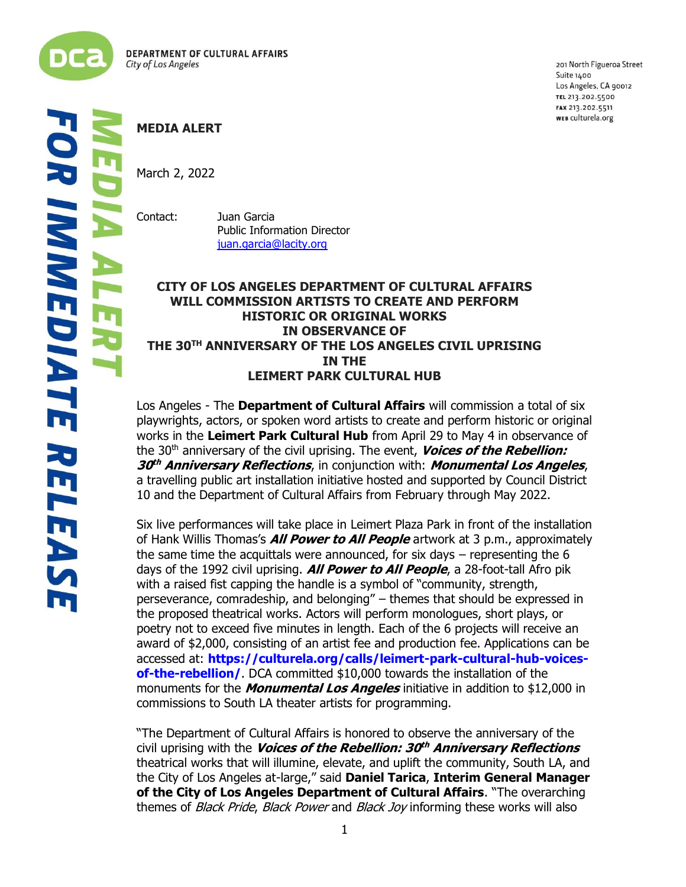DEPARTMENT OF CULTURAL AFFAIRS
*City of Los Angeles*

201 North Figueroa Street
Suite 1400
Los Angeles, CA 90012
TEL 213.202.5500
FAX 213.202.5511
WEB culturela.org

**MEDIA ALERT**

**FOR IMMEDIATE RELEASE**

March 2, 2022

Contact: Juan Garcia
Public Information Director
juan.garcia@lacity.org

**CITY OF LOS ANGELES DEPARTMENT OF CULTURAL AFFAIRS WILL COMMISSION ARTISTS TO CREATE AND PERFORM HISTORIC OR ORIGINAL WORKS IN OBSERVANCE OF THE 30TH ANNIVERSARY OF THE LOS ANGELES CIVIL UPRISING IN THE LEIMERT PARK CULTURAL HUB**

Los Angeles - The **Department of Cultural Affairs** will commission a total of six playwrights, actors, or spoken word artists to create and perform historic or original works in the **Leimert Park Cultural Hub** from April 29 to May 4 in observance of the 30th anniversary of the civil uprising. The event, ***Voices of the Rebellion: 30th Anniversary Reflections***, in conjunction with: ***Monumental Los Angeles***, a travelling public art installation initiative hosted and supported by Council District 10 and the Department of Cultural Affairs from February through May 2022.

Six live performances will take place in Leimert Plaza Park in front of the installation of Hank Willis Thomas's ***All Power to All People*** artwork at 3 p.m., approximately the same time the acquittals were announced, for six days – representing the 6 days of the 1992 civil uprising. ***All Power to All People***, a 28-foot-tall Afro pik with a raised fist capping the handle is a symbol of "community, strength, perseverance, comradeship, and belonging" – themes that should be expressed in the proposed theatrical works. Actors will perform monologues, short plays, or poetry not to exceed five minutes in length. Each of the 6 projects will receive an award of $2,000, consisting of an artist fee and production fee. Applications can be accessed at: **https://culturela.org/calls/leimert-park-cultural-hub-voices-of-the-rebellion/**. DCA committed $10,000 towards the installation of the monuments for the ***Monumental Los Angeles*** initiative in addition to $12,000 in commissions to South LA theater artists for programming.

"The Department of Cultural Affairs is honored to observe the anniversary of the civil uprising with the ***Voices of the Rebellion: 30th Anniversary Reflections*** theatrical works that will illumine, elevate, and uplift the community, South LA, and the City of Los Angeles at-large," said **Daniel Tarica**, **Interim General Manager of the City of Los Angeles Department of Cultural Affairs**. "The overarching themes of *Black Pride*, *Black Power* and *Black Joy* informing these works will also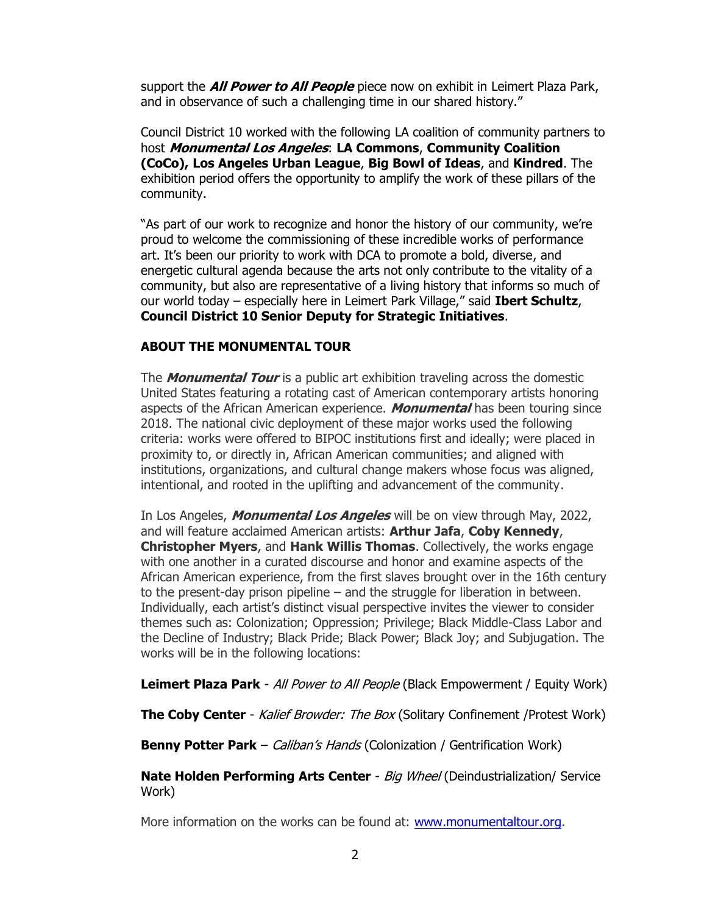support the ***All Power to All People*** piece now on exhibit in Leimert Plaza Park, and in observance of such a challenging time in our shared history."

Council District 10 worked with the following LA coalition of community partners to host ***Monumental Los Angeles***: **LA Commons**, **Community Coalition (CoCo), Los Angeles Urban League**, **Big Bowl of Ideas**, and **Kindred**. The exhibition period offers the opportunity to amplify the work of these pillars of the community.

"As part of our work to recognize and honor the history of our community, we're proud to welcome the commissioning of these incredible works of performance art. It's been our priority to work with DCA to promote a bold, diverse, and energetic cultural agenda because the arts not only contribute to the vitality of a community, but also are representative of a living history that informs so much of our world today – especially here in Leimert Park Village," said **Ibert Schultz**, **Council District 10 Senior Deputy for Strategic Initiatives**.

## ABOUT THE MONUMENTAL TOUR

The ***Monumental Tour*** is a public art exhibition traveling across the domestic United States featuring a rotating cast of American contemporary artists honoring aspects of the African American experience. ***Monumental*** has been touring since 2018. The national civic deployment of these major works used the following criteria: works were offered to BIPOC institutions first and ideally; were placed in proximity to, or directly in, African American communities; and aligned with institutions, organizations, and cultural change makers whose focus was aligned, intentional, and rooted in the uplifting and advancement of the community.

In Los Angeles, ***Monumental Los Angeles*** will be on view through May, 2022, and will feature acclaimed American artists: **Arthur Jafa**, **Coby Kennedy**, **Christopher Myers**, and **Hank Willis Thomas**. Collectively, the works engage with one another in a curated discourse and honor and examine aspects of the African American experience, from the first slaves brought over in the 16th century to the present-day prison pipeline – and the struggle for liberation in between. Individually, each artist's distinct visual perspective invites the viewer to consider themes such as: Colonization; Oppression; Privilege; Black Middle-Class Labor and the Decline of Industry; Black Pride; Black Power; Black Joy; and Subjugation. The works will be in the following locations:

**Leimert Plaza Park** - *All Power to All People* (Black Empowerment / Equity Work)

**The Coby Center** - *Kalief Browder: The Box* (Solitary Confinement /Protest Work)

**Benny Potter Park** – *Caliban's Hands* (Colonization / Gentrification Work)

**Nate Holden Performing Arts Center** - *Big Wheel* (Deindustrialization/ Service Work)

More information on the works can be found at: [www.monumentaltour.org](http://www.monumentaltour.org).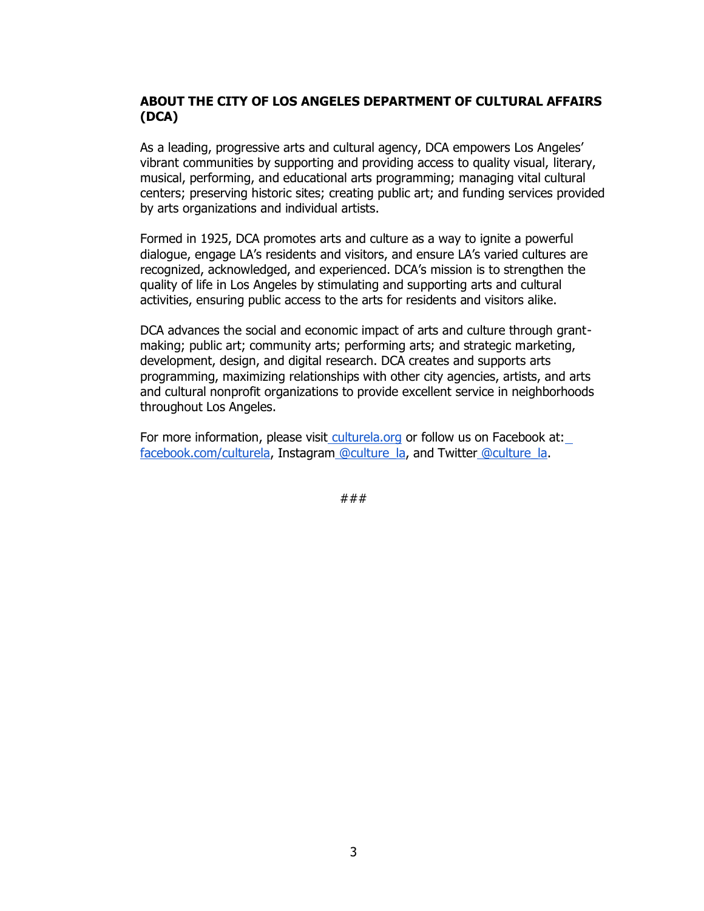## ABOUT THE CITY OF LOS ANGELES DEPARTMENT OF CULTURAL AFFAIRS (DCA)

As a leading, progressive arts and cultural agency, DCA empowers Los Angeles' vibrant communities by supporting and providing access to quality visual, literary, musical, performing, and educational arts programming; managing vital cultural centers; preserving historic sites; creating public art; and funding services provided by arts organizations and individual artists.

Formed in 1925, DCA promotes arts and culture as a way to ignite a powerful dialogue, engage LA's residents and visitors, and ensure LA's varied cultures are recognized, acknowledged, and experienced. DCA's mission is to strengthen the quality of life in Los Angeles by stimulating and supporting arts and cultural activities, ensuring public access to the arts for residents and visitors alike.

DCA advances the social and economic impact of arts and culture through grant-making; public art; community arts; performing arts; and strategic marketing, development, design, and digital research. DCA creates and supports arts programming, maximizing relationships with other city agencies, artists, and arts and cultural nonprofit organizations to provide excellent service in neighborhoods throughout Los Angeles.

For more information, please visit culturela.org or follow us on Facebook at: facebook.com/culturela, Instagram @culture_la, and Twitter @culture_la.

###